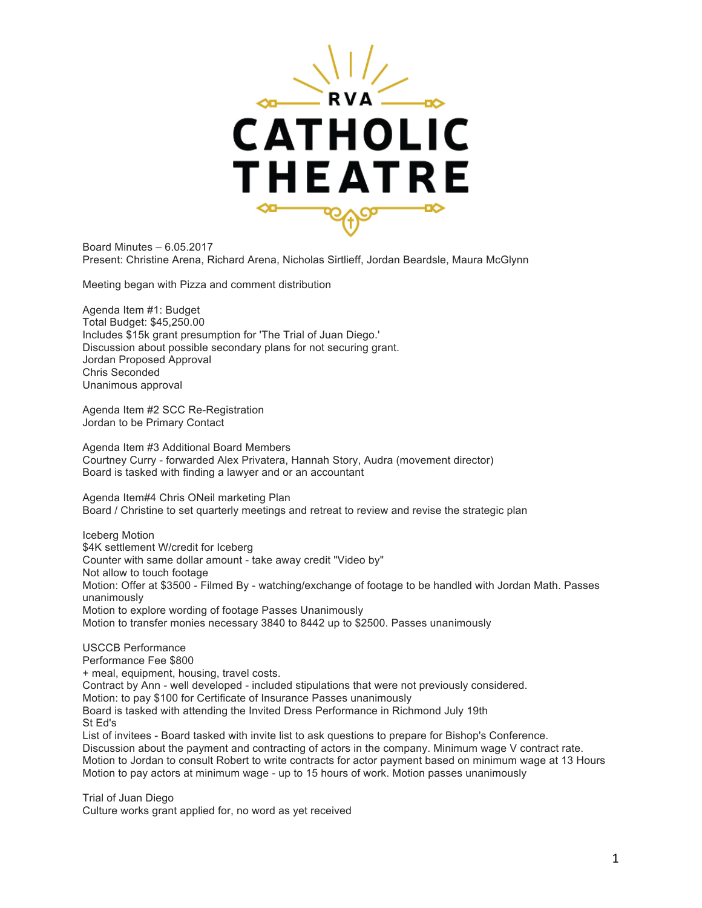RVA CATHOLIC THEATRE

Board Minutes – 6.05.2017
Present: Christine Arena, Richard Arena, Nicholas Sirtlieff, Jordan Beardsle, Maura McGlynn

Meeting began with Pizza and comment distribution

Agenda Item #1: Budget
Total Budget: $45,250.00
Includes $15k grant presumption for 'The Trial of Juan Diego.'
Discussion about possible secondary plans for not securing grant.
Jordan Proposed Approval
Chris Seconded
Unanimous approval

Agenda Item #2 SCC Re-Registration
Jordan to be Primary Contact

Agenda Item #3 Additional Board Members
Courtney Curry - forwarded Alex Privatera, Hannah Story, Audra (movement director)
Board is tasked with finding a lawyer and or an accountant

Agenda Item#4 Chris ONeil marketing Plan
Board / Christine to set quarterly meetings and retreat to review and revise the strategic plan

Iceberg Motion
$4K settlement W/credit for Iceberg
Counter with same dollar amount - take away credit "Video by"
Not allow to touch footage
Motion: Offer at $3500 - Filmed By - watching/exchange of footage to be handled with Jordan Math. Passes unanimously
Motion to explore wording of footage Passes Unanimously
Motion to transfer monies necessary 3840 to 8442 up to $2500. Passes unanimously

USCCB Performance
Performance Fee $800
+ meal, equipment, housing, travel costs.
Contract by Ann - well developed - included stipulations that were not previously considered.
Motion: to pay $100 for Certificate of Insurance Passes unanimously
Board is tasked with attending the Invited Dress Performance in Richmond July 19th
St Ed's
List of invitees - Board tasked with invite list to ask questions to prepare for Bishop's Conference.
Discussion about the payment and contracting of actors in the company. Minimum wage V contract rate.
Motion to Jordan to consult Robert to write contracts for actor payment based on minimum wage at 13 Hours
Motion to pay actors at minimum wage - up to 15 hours of work. Motion passes unanimously

Trial of Juan Diego
Culture works grant applied for, no word as yet received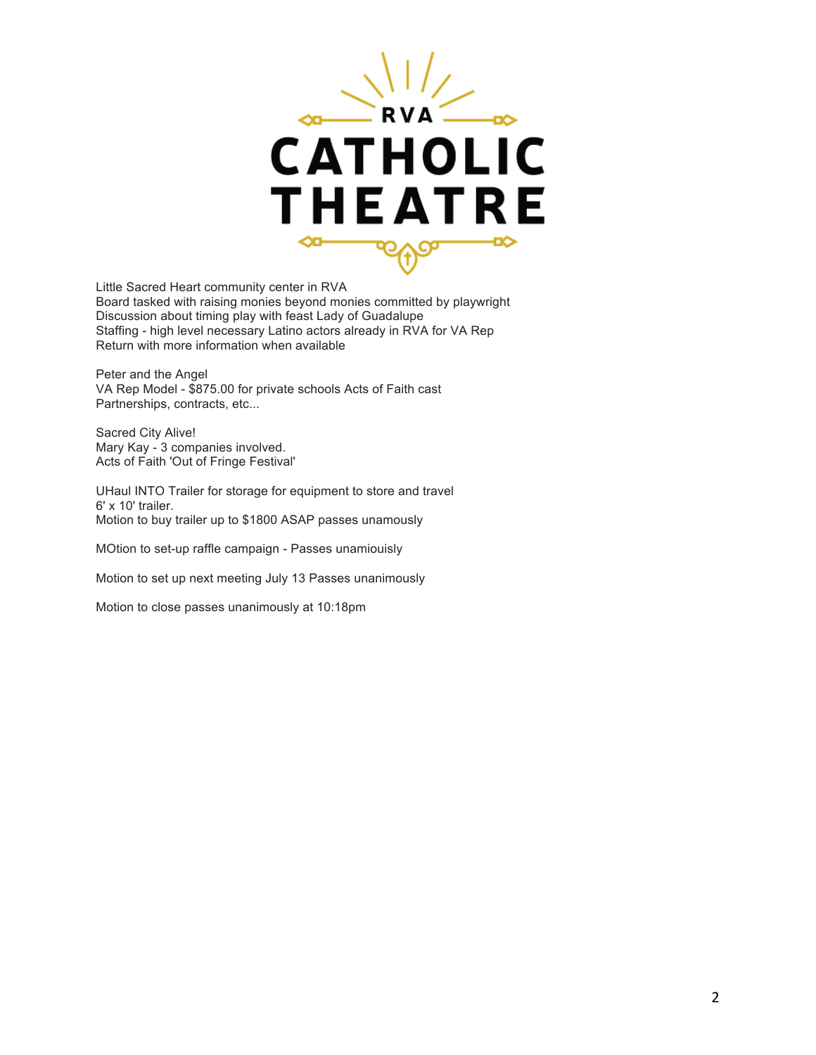RVA CATHOLIC THEATRE

Little Sacred Heart community center in RVA
Board tasked with raising monies beyond monies committed by playwright
Discussion about timing play with feast Lady of Guadalupe
Staffing - high level necessary Latino actors already in RVA for VA Rep
Return with more information when available

Peter and the Angel
VA Rep Model - $875.00 for private schools Acts of Faith cast
Partnerships, contracts, etc...

Sacred City Alive!
Mary Kay - 3 companies involved.
Acts of Faith 'Out of Fringe Festival'

UHaul INTO Trailer for storage for equipment to store and travel
6' x 10' trailer.
Motion to buy trailer up to $1800 ASAP passes unamously

MOtion to set-up raffle campaign - Passes unamiouisly

Motion to set up next meeting July 13 Passes unanimously

Motion to close passes unanimously at 10:18pm